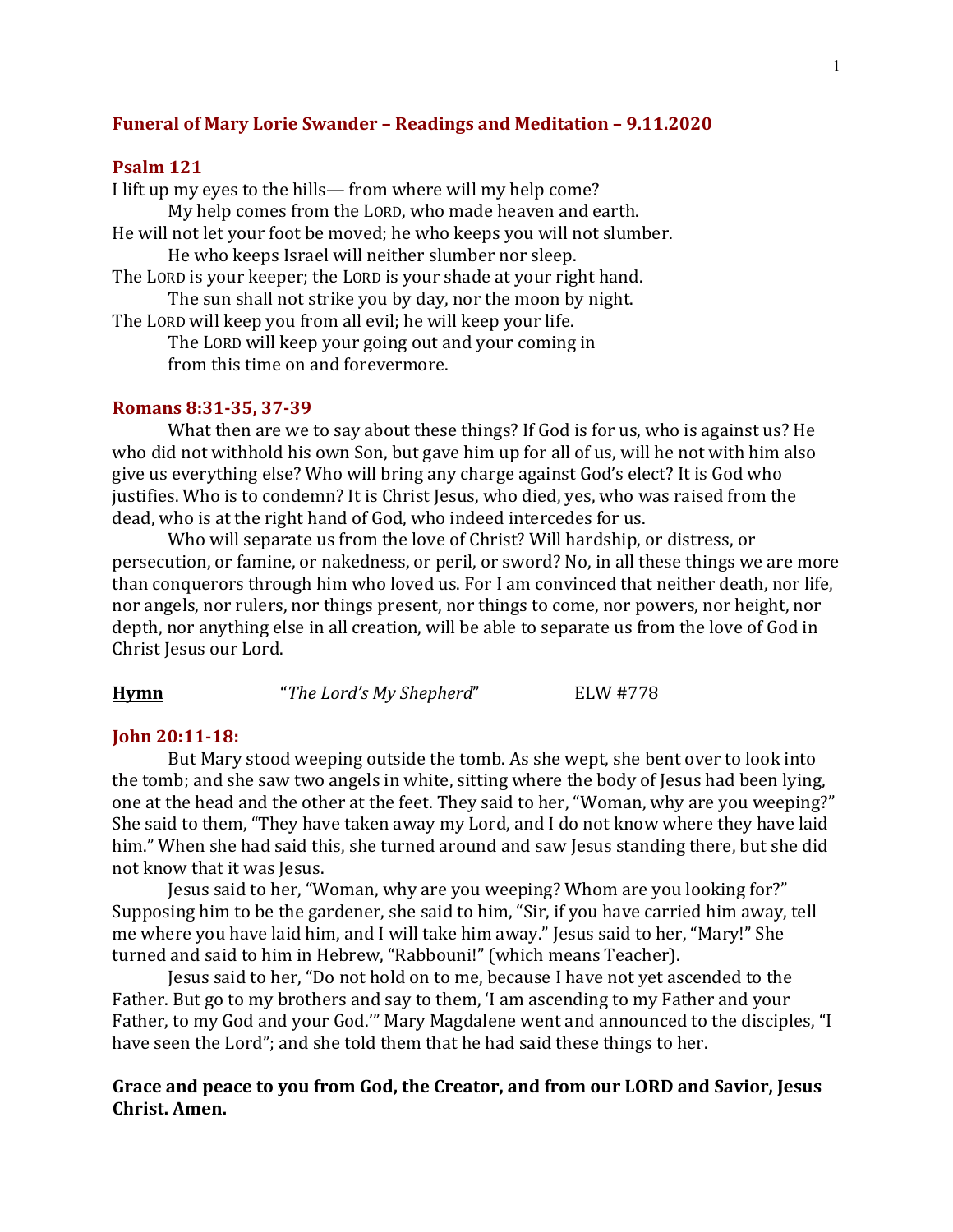## Funeral of Mary Lorie Swander – Readings and Meditation – 9.11.2020

### Psalm 121

I lift up my eyes to the hills— from where will my help come?
My help comes from the LORD, who made heaven and earth.
He will not let your foot be moved; he who keeps you will not slumber.
He who keeps Israel will neither slumber nor sleep.
The LORD is your keeper; the LORD is your shade at your right hand.
The sun shall not strike you by day, nor the moon by night.
The LORD will keep you from all evil; he will keep your life.
The LORD will keep your going out and your coming in
from this time on and forevermore.

### Romans 8:31-35, 37-39

What then are we to say about these things? If God is for us, who is against us? He who did not withhold his own Son, but gave him up for all of us, will he not with him also give us everything else? Who will bring any charge against God's elect? It is God who justifies. Who is to condemn? It is Christ Jesus, who died, yes, who was raised from the dead, who is at the right hand of God, who indeed intercedes for us.

Who will separate us from the love of Christ? Will hardship, or distress, or persecution, or famine, or nakedness, or peril, or sword? No, in all these things we are more than conquerors through him who loved us. For I am convinced that neither death, nor life, nor angels, nor rulers, nor things present, nor things to come, nor powers, nor height, nor depth, nor anything else in all creation, will be able to separate us from the love of God in Christ Jesus our Lord.

**Hymn** "*The Lord's My Shepherd*" ELW #778

### John 20:11-18:

But Mary stood weeping outside the tomb. As she wept, she bent over to look into the tomb; and she saw two angels in white, sitting where the body of Jesus had been lying, one at the head and the other at the feet. They said to her, "Woman, why are you weeping?" She said to them, "They have taken away my Lord, and I do not know where they have laid him." When she had said this, she turned around and saw Jesus standing there, but she did not know that it was Jesus.

Jesus said to her, "Woman, why are you weeping? Whom are you looking for?" Supposing him to be the gardener, she said to him, "Sir, if you have carried him away, tell me where you have laid him, and I will take him away." Jesus said to her, "Mary!" She turned and said to him in Hebrew, "Rabbouni!" (which means Teacher).

Jesus said to her, "Do not hold on to me, because I have not yet ascended to the Father. But go to my brothers and say to them, 'I am ascending to my Father and your Father, to my God and your God.'" Mary Magdalene went and announced to the disciples, "I have seen the Lord"; and she told them that he had said these things to her.

**Grace and peace to you from God, the Creator, and from our LORD and Savior, Jesus Christ. Amen.**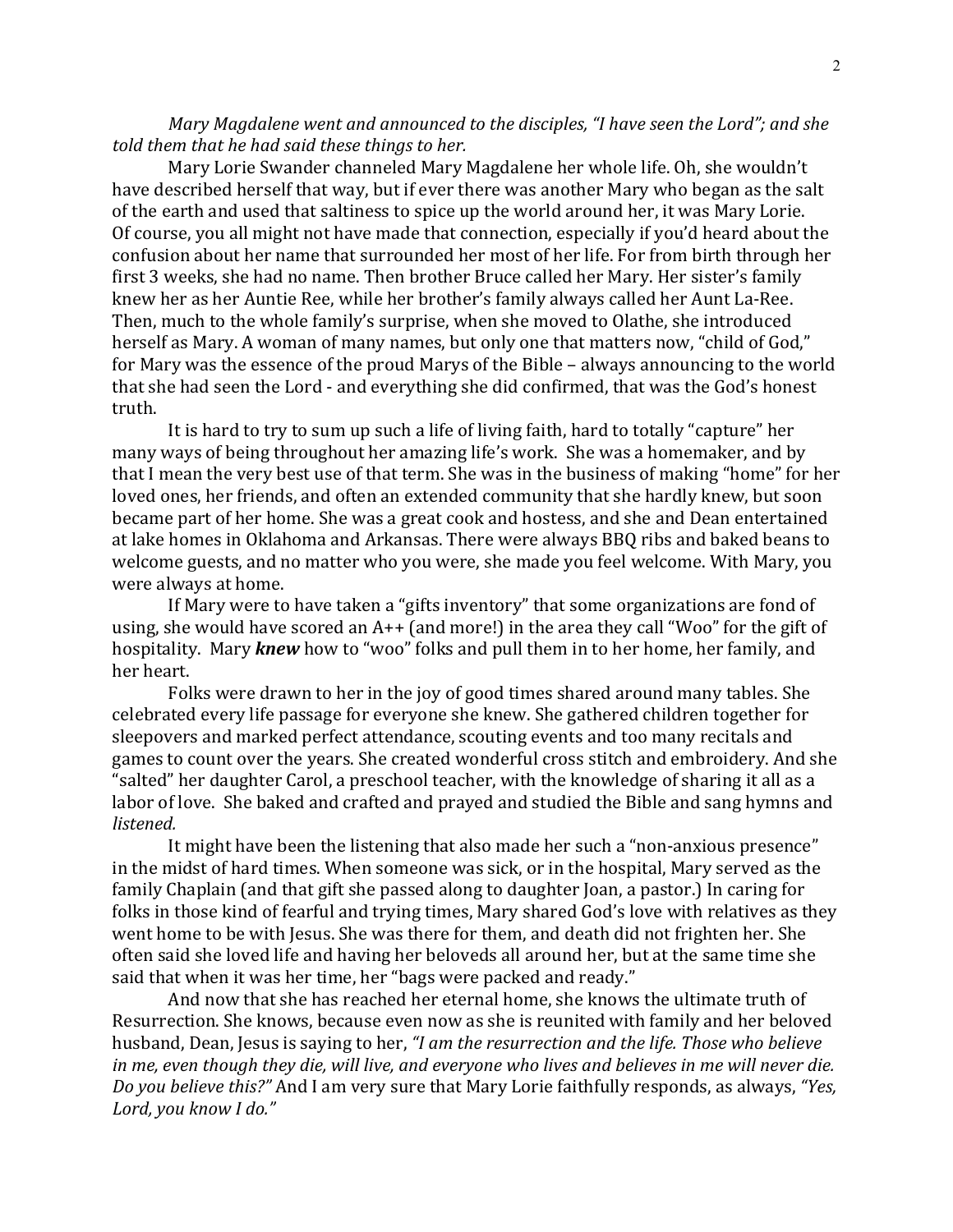*Mary Magdalene went and announced to the disciples, "I have seen the Lord"; and she told them that he had said these things to her.*

Mary Lorie Swander channeled Mary Magdalene her whole life. Oh, she wouldn't have described herself that way, but if ever there was another Mary who began as the salt of the earth and used that saltiness to spice up the world around her, it was Mary Lorie. Of course, you all might not have made that connection, especially if you'd heard about the confusion about her name that surrounded her most of her life. For from birth through her first 3 weeks, she had no name. Then brother Bruce called her Mary. Her sister's family knew her as her Auntie Ree, while her brother's family always called her Aunt La-Ree. Then, much to the whole family's surprise, when she moved to Olathe, she introduced herself as Mary. A woman of many names, but only one that matters now, "child of God," for Mary was the essence of the proud Marys of the Bible – always announcing to the world that she had seen the Lord - and everything she did confirmed, that was the God's honest truth.

It is hard to try to sum up such a life of living faith, hard to totally "capture" her many ways of being throughout her amazing life's work. She was a homemaker, and by that I mean the very best use of that term. She was in the business of making "home" for her loved ones, her friends, and often an extended community that she hardly knew, but soon became part of her home. She was a great cook and hostess, and she and Dean entertained at lake homes in Oklahoma and Arkansas. There were always BBQ ribs and baked beans to welcome guests, and no matter who you were, she made you feel welcome. With Mary, you were always at home.

If Mary were to have taken a "gifts inventory" that some organizations are fond of using, she would have scored an A++ (and more!) in the area they call "Woo" for the gift of hospitality. Mary ***knew*** how to "woo" folks and pull them in to her home, her family, and her heart.

Folks were drawn to her in the joy of good times shared around many tables. She celebrated every life passage for everyone she knew. She gathered children together for sleepovers and marked perfect attendance, scouting events and too many recitals and games to count over the years. She created wonderful cross stitch and embroidery. And she "salted" her daughter Carol, a preschool teacher, with the knowledge of sharing it all as a labor of love. She baked and crafted and prayed and studied the Bible and sang hymns and *listened.*

It might have been the listening that also made her such a "non-anxious presence" in the midst of hard times. When someone was sick, or in the hospital, Mary served as the family Chaplain (and that gift she passed along to daughter Joan, a pastor.) In caring for folks in those kind of fearful and trying times, Mary shared God's love with relatives as they went home to be with Jesus. She was there for them, and death did not frighten her. She often said she loved life and having her beloveds all around her, but at the same time she said that when it was her time, her "bags were packed and ready."

And now that she has reached her eternal home, she knows the ultimate truth of Resurrection. She knows, because even now as she is reunited with family and her beloved husband, Dean, Jesus is saying to her, *"I am the resurrection and the life. Those who believe in me, even though they die, will live, and everyone who lives and believes in me will never die. Do you believe this?"* And I am very sure that Mary Lorie faithfully responds, as always, *"Yes, Lord, you know I do."*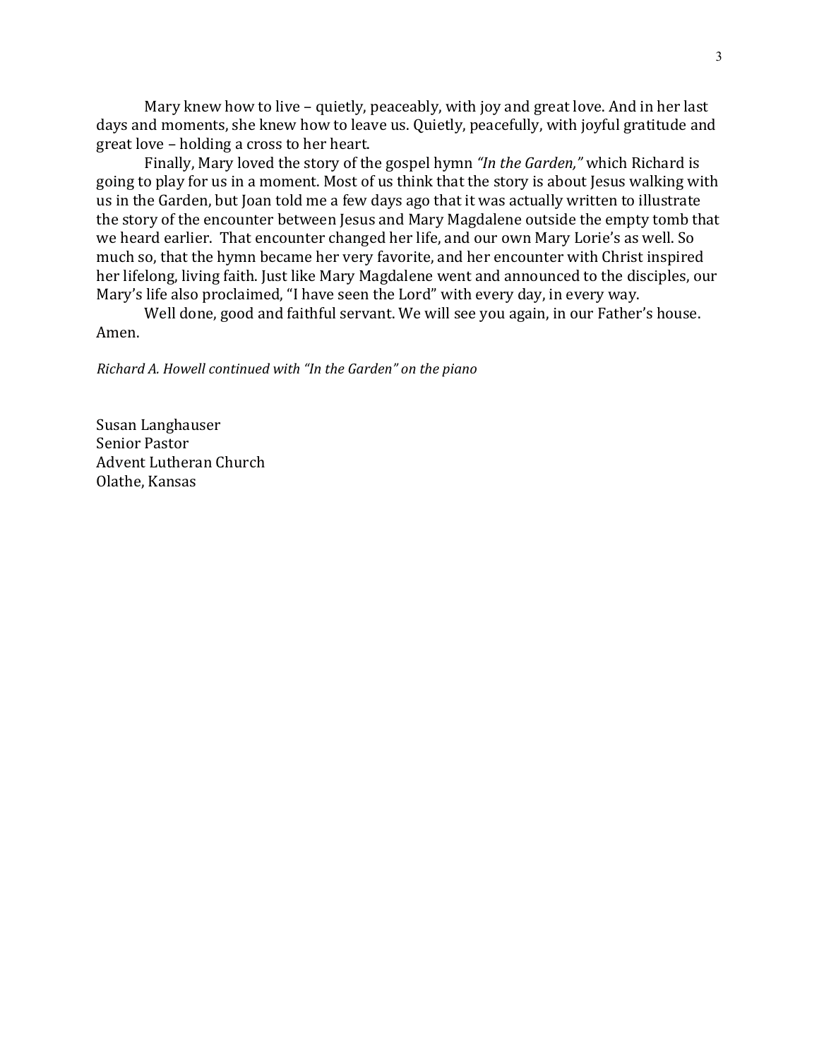Mary knew how to live – quietly, peaceably, with joy and great love. And in her last days and moments, she knew how to leave us. Quietly, peacefully, with joyful gratitude and great love – holding a cross to her heart.

Finally, Mary loved the story of the gospel hymn *"In the Garden,"* which Richard is going to play for us in a moment. Most of us think that the story is about Jesus walking with us in the Garden, but Joan told me a few days ago that it was actually written to illustrate the story of the encounter between Jesus and Mary Magdalene outside the empty tomb that we heard earlier. That encounter changed her life, and our own Mary Lorie's as well. So much so, that the hymn became her very favorite, and her encounter with Christ inspired her lifelong, living faith. Just like Mary Magdalene went and announced to the disciples, our Mary's life also proclaimed, "I have seen the Lord" with every day, in every way.

Well done, good and faithful servant. We will see you again, in our Father's house. Amen.

*Richard A. Howell continued with "In the Garden" on the piano*

Susan Langhauser
Senior Pastor
Advent Lutheran Church
Olathe, Kansas